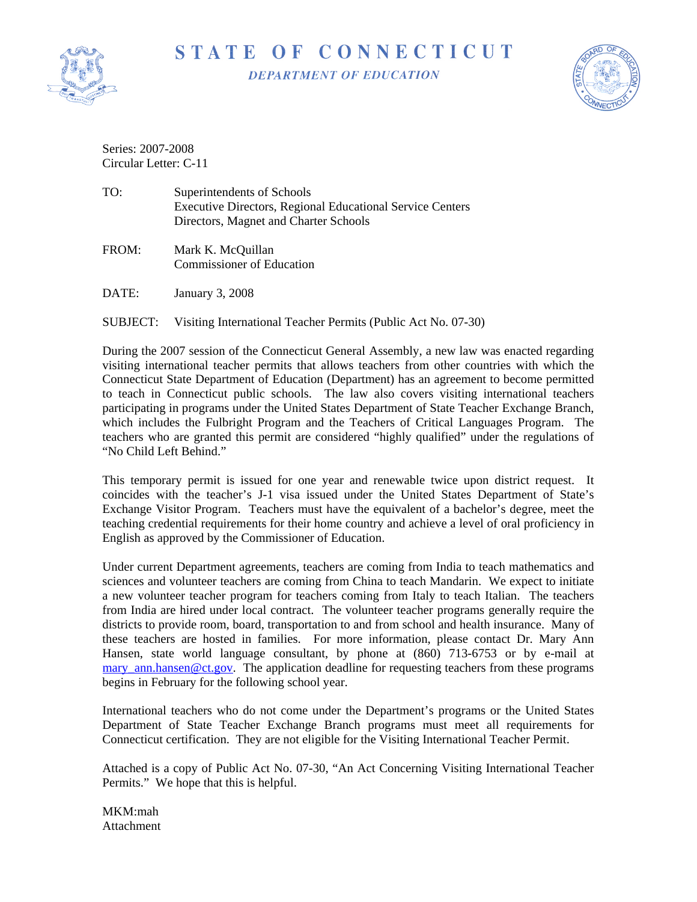# STATE OF CONNECTICUT

*DEPARTMENT OF EDUCATION*

Series: 2007-2008
Circular Letter: C-11

TO: Superintendents of Schools
Executive Directors, Regional Educational Service Centers
Directors, Magnet and Charter Schools

FROM: Mark K. McQuillan
Commissioner of Education

DATE: January 3, 2008

SUBJECT: Visiting International Teacher Permits (Public Act No. 07-30)

During the 2007 session of the Connecticut General Assembly, a new law was enacted regarding visiting international teacher permits that allows teachers from other countries with which the Connecticut State Department of Education (Department) has an agreement to become permitted to teach in Connecticut public schools. The law also covers visiting international teachers participating in programs under the United States Department of State Teacher Exchange Branch, which includes the Fulbright Program and the Teachers of Critical Languages Program. The teachers who are granted this permit are considered "highly qualified" under the regulations of "No Child Left Behind."

This temporary permit is issued for one year and renewable twice upon district request. It coincides with the teacher's J-1 visa issued under the United States Department of State's Exchange Visitor Program. Teachers must have the equivalent of a bachelor's degree, meet the teaching credential requirements for their home country and achieve a level of oral proficiency in English as approved by the Commissioner of Education.

Under current Department agreements, teachers are coming from India to teach mathematics and sciences and volunteer teachers are coming from China to teach Mandarin. We expect to initiate a new volunteer teacher program for teachers coming from Italy to teach Italian. The teachers from India are hired under local contract. The volunteer teacher programs generally require the districts to provide room, board, transportation to and from school and health insurance. Many of these teachers are hosted in families. For more information, please contact Dr. Mary Ann Hansen, state world language consultant, by phone at (860) 713-6753 or by e-mail at mary_ann.hansen@ct.gov. The application deadline for requesting teachers from these programs begins in February for the following school year.

International teachers who do not come under the Department's programs or the United States Department of State Teacher Exchange Branch programs must meet all requirements for Connecticut certification. They are not eligible for the Visiting International Teacher Permit.

Attached is a copy of Public Act No. 07-30, "An Act Concerning Visiting International Teacher Permits." We hope that this is helpful.

MKM:mah
Attachment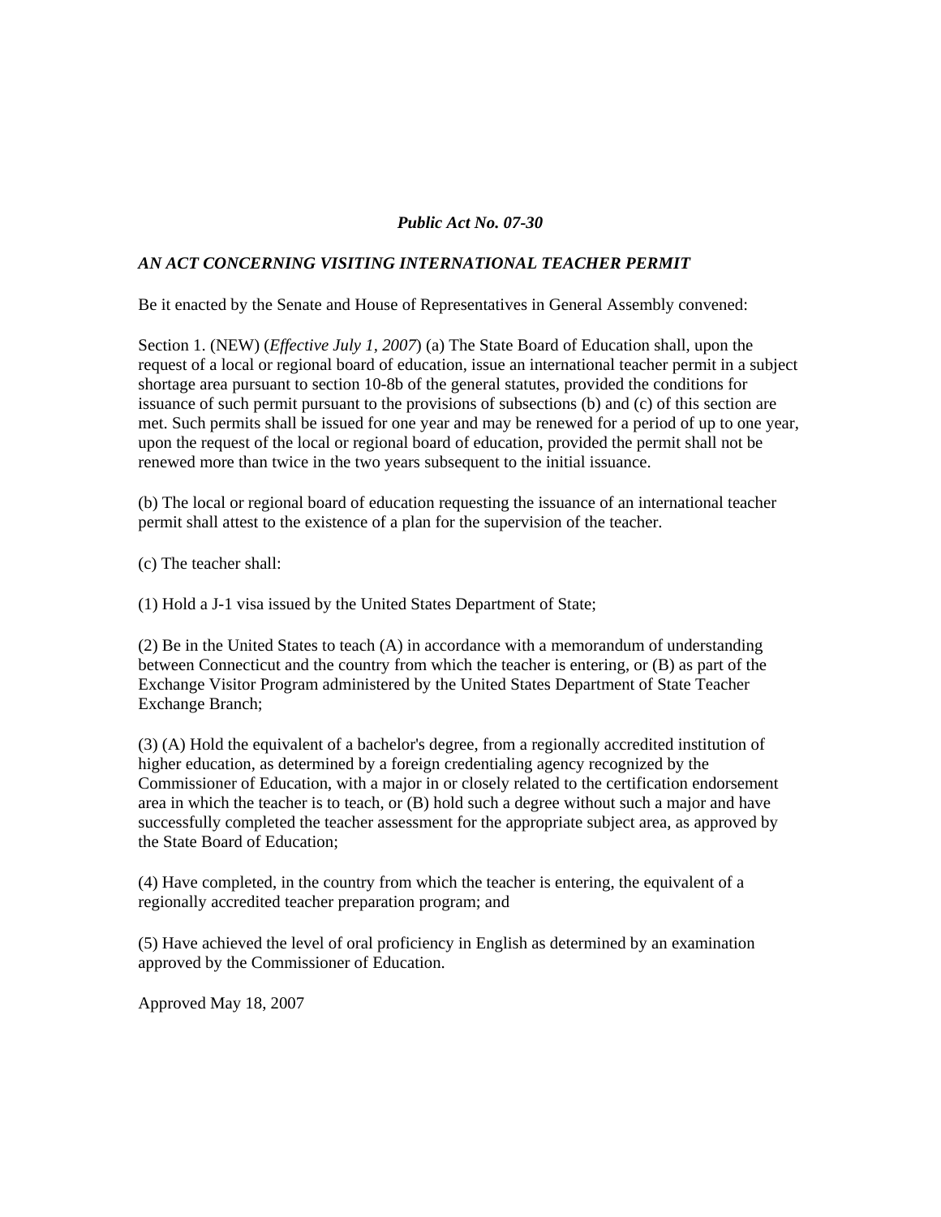***Public Act No. 07-30***

***AN ACT CONCERNING VISITING INTERNATIONAL TEACHER PERMIT***

Be it enacted by the Senate and House of Representatives in General Assembly convened:

Section 1. (NEW) (*Effective July 1, 2007*) (a) The State Board of Education shall, upon the request of a local or regional board of education, issue an international teacher permit in a subject shortage area pursuant to section 10-8b of the general statutes, provided the conditions for issuance of such permit pursuant to the provisions of subsections (b) and (c) of this section are met. Such permits shall be issued for one year and may be renewed for a period of up to one year, upon the request of the local or regional board of education, provided the permit shall not be renewed more than twice in the two years subsequent to the initial issuance.

(b) The local or regional board of education requesting the issuance of an international teacher permit shall attest to the existence of a plan for the supervision of the teacher.

(c) The teacher shall:

(1) Hold a J-1 visa issued by the United States Department of State;

(2) Be in the United States to teach (A) in accordance with a memorandum of understanding between Connecticut and the country from which the teacher is entering, or (B) as part of the Exchange Visitor Program administered by the United States Department of State Teacher Exchange Branch;

(3) (A) Hold the equivalent of a bachelor's degree, from a regionally accredited institution of higher education, as determined by a foreign credentialing agency recognized by the Commissioner of Education, with a major in or closely related to the certification endorsement area in which the teacher is to teach, or (B) hold such a degree without such a major and have successfully completed the teacher assessment for the appropriate subject area, as approved by the State Board of Education;

(4) Have completed, in the country from which the teacher is entering, the equivalent of a regionally accredited teacher preparation program; and

(5) Have achieved the level of oral proficiency in English as determined by an examination approved by the Commissioner of Education.

Approved May 18, 2007